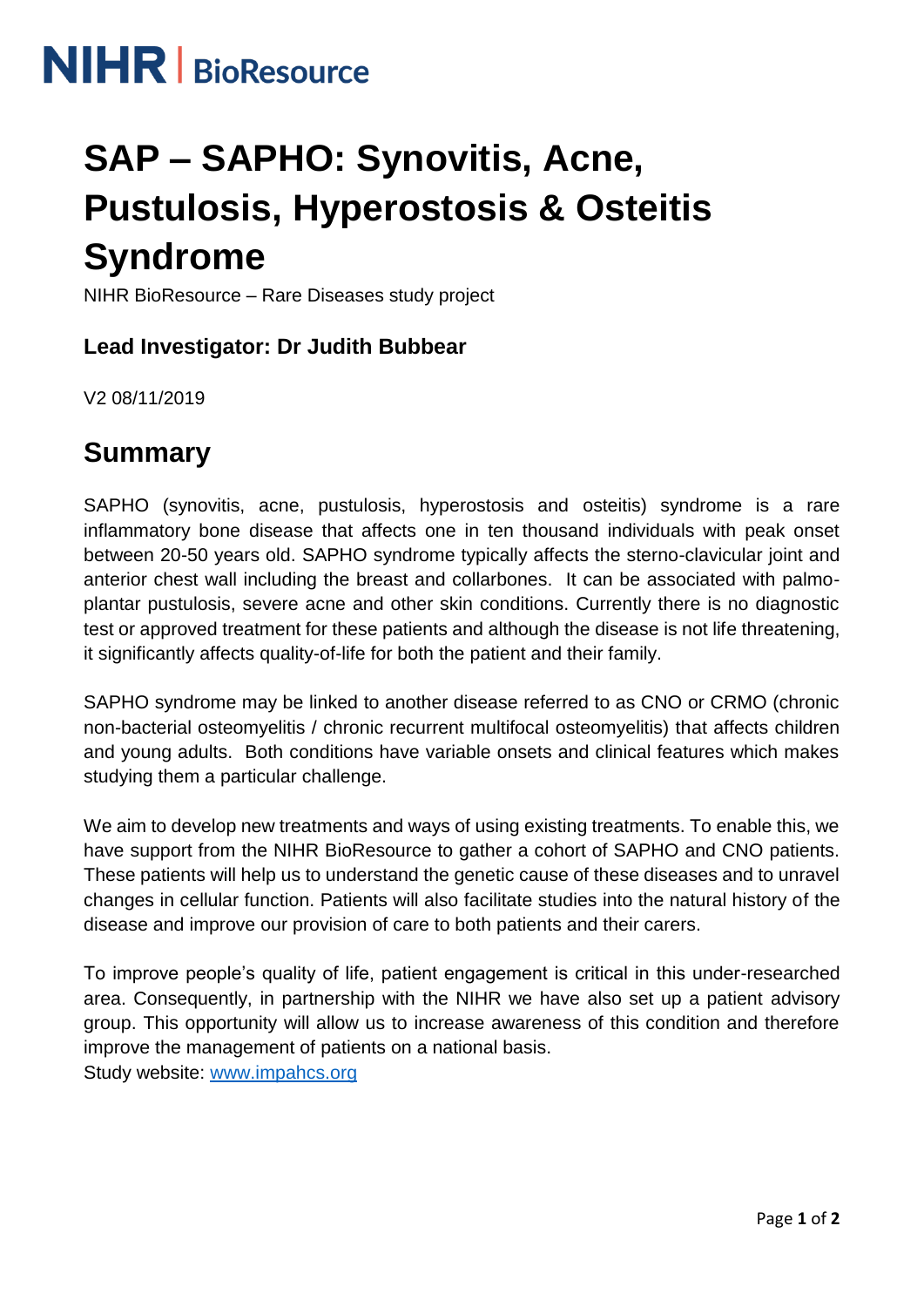NIHR | BioResource

# SAP – SAPHO: Synovitis, Acne, Pustulosis, Hyperostosis & Osteitis Syndrome

NIHR BioResource – Rare Diseases study project

### Lead Investigator: Dr Judith Bubbear

V2 08/11/2019

## Summary

SAPHO (synovitis, acne, pustulosis, hyperostosis and osteitis) syndrome is a rare inflammatory bone disease that affects one in ten thousand individuals with peak onset between 20-50 years old. SAPHO syndrome typically affects the sterno-clavicular joint and anterior chest wall including the breast and collarbones. It can be associated with palmo-plantar pustulosis, severe acne and other skin conditions. Currently there is no diagnostic test or approved treatment for these patients and although the disease is not life threatening, it significantly affects quality-of-life for both the patient and their family.

SAPHO syndrome may be linked to another disease referred to as CNO or CRMO (chronic non-bacterial osteomyelitis / chronic recurrent multifocal osteomyelitis) that affects children and young adults. Both conditions have variable onsets and clinical features which makes studying them a particular challenge.

We aim to develop new treatments and ways of using existing treatments. To enable this, we have support from the NIHR BioResource to gather a cohort of SAPHO and CNO patients. These patients will help us to understand the genetic cause of these diseases and to unravel changes in cellular function. Patients will also facilitate studies into the natural history of the disease and improve our provision of care to both patients and their carers.

To improve people's quality of life, patient engagement is critical in this under-researched area. Consequently, in partnership with the NIHR we have also set up a patient advisory group. This opportunity will allow us to increase awareness of this condition and therefore improve the management of patients on a national basis.
Study website: [www.impahcs.org](www.impahcs.org)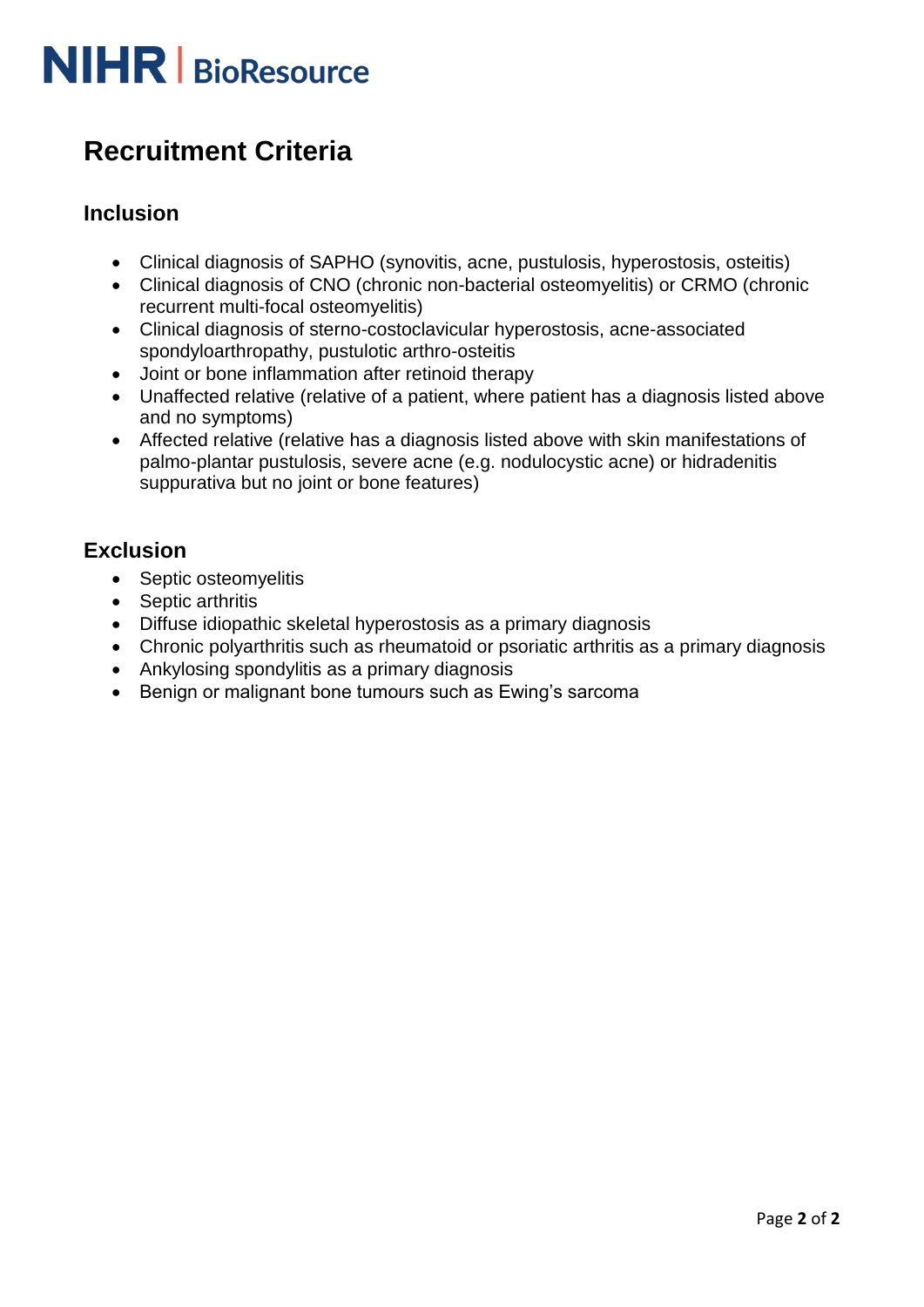NIHR | BioResource

# Recruitment Criteria

## Inclusion

- Clinical diagnosis of SAPHO (synovitis, acne, pustulosis, hyperostosis, osteitis)
- Clinical diagnosis of CNO (chronic non-bacterial osteomyelitis) or CRMO (chronic recurrent multi-focal osteomyelitis)
- Clinical diagnosis of sterno-costoclavicular hyperostosis, acne-associated spondyloarthropathy, pustulotic arthro-osteitis
- Joint or bone inflammation after retinoid therapy
- Unaffected relative (relative of a patient, where patient has a diagnosis listed above and no symptoms)
- Affected relative (relative has a diagnosis listed above with skin manifestations of palmo-plantar pustulosis, severe acne (e.g. nodulocystic acne) or hidradenitis suppurativa but no joint or bone features)

## Exclusion

- Septic osteomyelitis
- Septic arthritis
- Diffuse idiopathic skeletal hyperostosis as a primary diagnosis
- Chronic polyarthritis such as rheumatoid or psoriatic arthritis as a primary diagnosis
- Ankylosing spondylitis as a primary diagnosis
- Benign or malignant bone tumours such as Ewing's sarcoma